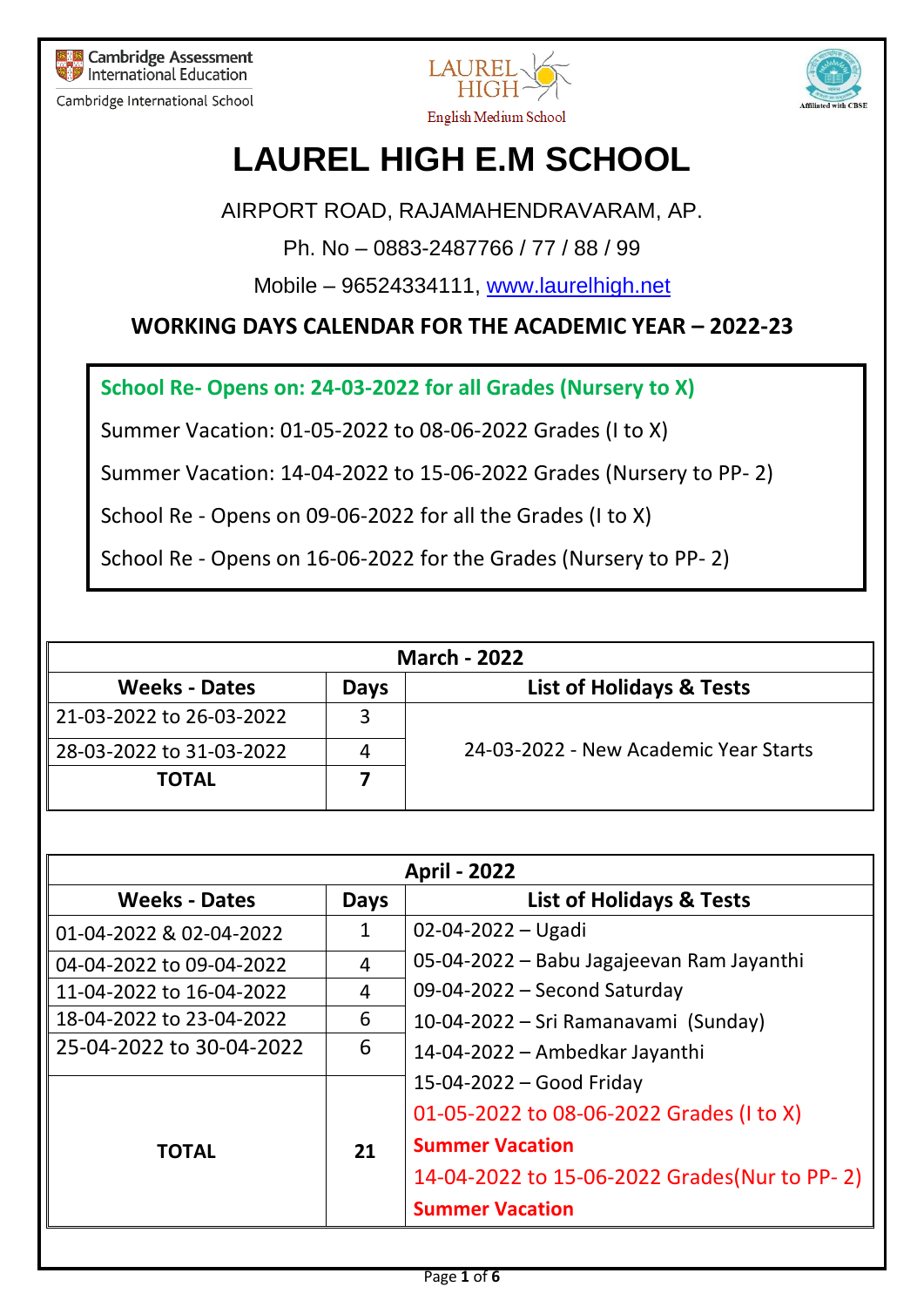Cambridge Assessment International Education
Cambridge International School

LAUREL HIGH English Medium School

Affiliated with CBSE

# LAUREL HIGH E.M SCHOOL

AIRPORT ROAD, RAJAMAHENDRAVARAM, AP.

Ph. No – 0883-2487766 / 77 / 88 / 99

Mobile – 96524334111, www.laurelhigh.net

## WORKING DAYS CALENDAR FOR THE ACADEMIC YEAR – 2022-23

**School Re- Opens on: 24-03-2022 for all Grades (Nursery to X)**

Summer Vacation: 01-05-2022 to 08-06-2022 Grades (I to X)

Summer Vacation: 14-04-2022 to 15-06-2022 Grades (Nursery to PP- 2)

School Re - Opens on 09-06-2022 for all the Grades (I to X)

School Re - Opens on 16-06-2022 for the Grades (Nursery to PP- 2)

**March - 2022**

| Weeks - Dates | Days | List of Holidays & Tests |
|---|---|---|
| 21-03-2022 to 26-03-2022 | 3 | 24-03-2022 - New Academic Year Starts |
| 28-03-2022 to 31-03-2022 | 4 | |
| **TOTAL** | **7** | |

**April - 2022**

| Weeks - Dates | Days | List of Holidays & Tests |
|---|---|---|
| 01-04-2022 & 02-04-2022 | 1 | 02-04-2022 – Ugadi |
| 04-04-2022 to 09-04-2022 | 4 | 05-04-2022 – Babu Jagajeevan Ram Jayanthi |
| 11-04-2022 to 16-04-2022 | 4 | 09-04-2022 – Second Saturday |
| 18-04-2022 to 23-04-2022 | 6 | 10-04-2022 – Sri Ramanavami (Sunday) |
| 25-04-2022 to 30-04-2022 | 6 | 14-04-2022 – Ambedkar Jayanthi |
| **TOTAL** | **21** | 15-04-2022 – Good Friday<br>01-05-2022 to 08-06-2022 Grades (I to X)<br>**Summer Vacation**<br>14-04-2022 to 15-06-2022 Grades(Nur to PP- 2)<br>**Summer Vacation** |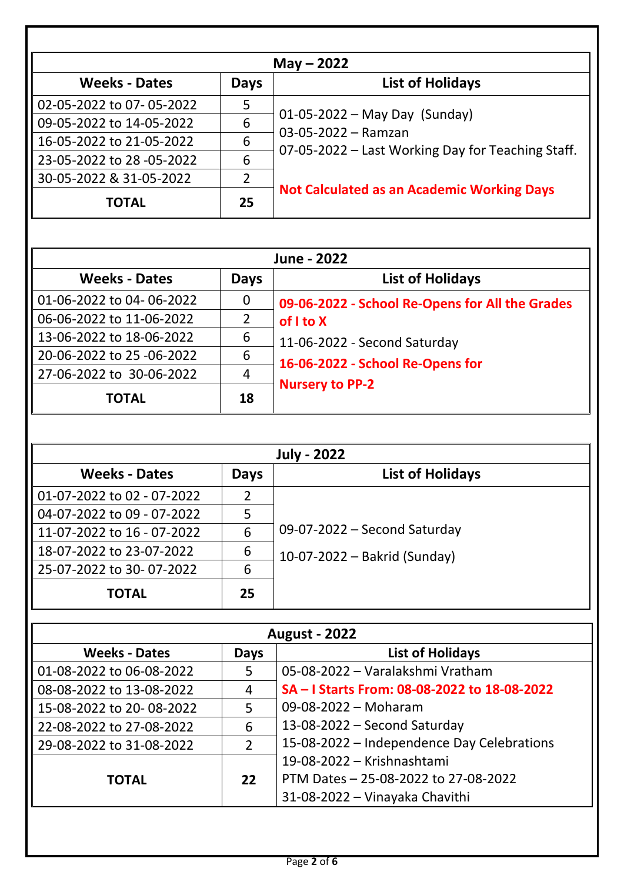| May – 2022 | | |
|---|---|---|
| **Weeks - Dates** | **Days** | **List of Holidays** |
| 02-05-2022 to 07- 05-2022 | 5 | 01-05-2022 – May Day (Sunday)<br>03-05-2022 – Ramzan<br>07-05-2022 – Last Working Day for Teaching Staff.<br><br>**Not Calculated as an Academic Working Days** |
| 09-05-2022 to 14-05-2022 | 6 | |
| 16-05-2022 to 21-05-2022 | 6 | |
| 23-05-2022 to 28 -05-2022 | 6 | |
| 30-05-2022 & 31-05-2022 | 2 | |
| **TOTAL** | **25** | |

| June - 2022 | | |
|---|---|---|
| **Weeks - Dates** | **Days** | **List of Holidays** |
| 01-06-2022 to 04- 06-2022 | 0 | **09-06-2022 - School Re-Opens for All the Grades of I to X**<br>11-06-2022 - Second Saturday<br>**16-06-2022 - School Re-Opens for Nursery to PP-2** |
| 06-06-2022 to 11-06-2022 | 2 | |
| 13-06-2022 to 18-06-2022 | 6 | |
| 20-06-2022 to 25 -06-2022 | 6 | |
| 27-06-2022 to 30-06-2022 | 4 | |
| **TOTAL** | **18** | |

| July - 2022 | | |
|---|---|---|
| **Weeks - Dates** | **Days** | **List of Holidays** |
| 01-07-2022 to 02 - 07-2022 | 2 | 09-07-2022 – Second Saturday<br>10-07-2022 – Bakrid (Sunday) |
| 04-07-2022 to 09 - 07-2022 | 5 | |
| 11-07-2022 to 16 - 07-2022 | 6 | |
| 18-07-2022 to 23-07-2022 | 6 | |
| 25-07-2022 to 30- 07-2022 | 6 | |
| **TOTAL** | **25** | |

| August - 2022 | | |
|---|---|---|
| **Weeks - Dates** | **Days** | **List of Holidays** |
| 01-08-2022 to 06-08-2022 | 5 | 05-08-2022 – Varalakshmi Vratham |
| 08-08-2022 to 13-08-2022 | 4 | **SA – I Starts From: 08-08-2022 to 18-08-2022** |
| 15-08-2022 to 20- 08-2022 | 5 | 09-08-2022 – Moharam |
| 22-08-2022 to 27-08-2022 | 6 | 13-08-2022 – Second Saturday |
| 29-08-2022 to 31-08-2022 | 2 | 15-08-2022 – Independence Day Celebrations |
| **TOTAL** | **22** | 19-08-2022 – Krishnashtami<br>PTM Dates – 25-08-2022 to 27-08-2022<br>31-08-2022 – Vinayaka Chavithi |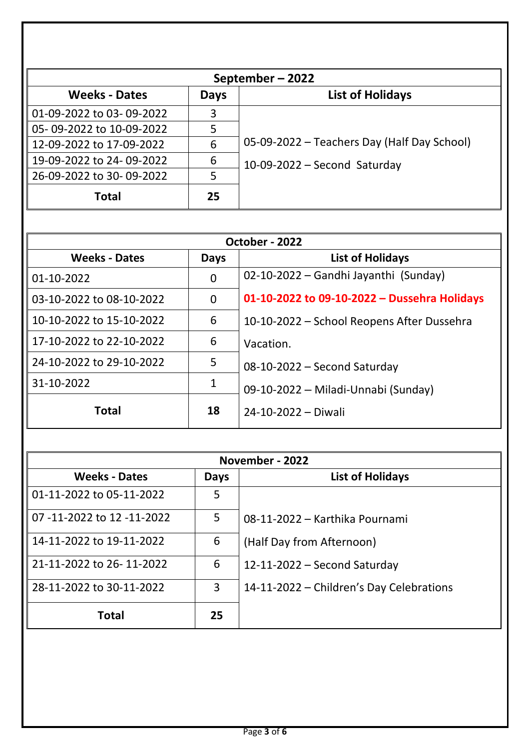| September – 2022 | | |
|---|---|---|
| **Weeks - Dates** | **Days** | **List of Holidays** |
| 01-09-2022 to 03- 09-2022 | 3 | 05-09-2022 – Teachers Day (Half Day School)<br>10-09-2022 – Second Saturday |
| 05- 09-2022 to 10-09-2022 | 5 | |
| 12-09-2022 to 17-09-2022 | 6 | |
| 19-09-2022 to 24- 09-2022 | 6 | |
| 26-09-2022 to 30- 09-2022 | 5 | |
| **Total** | **25** | |

| October - 2022 | | |
|---|---|---|
| **Weeks - Dates** | **Days** | **List of Holidays** |
| 01-10-2022 | 0 | 02-10-2022 – Gandhi Jayanthi (Sunday) |
| 03-10-2022 to 08-10-2022 | 0 | **01-10-2022 to 09-10-2022 – Dussehra Holidays** |
| 10-10-2022 to 15-10-2022 | 6 | 10-10-2022 – School Reopens After Dussehra Vacation. |
| 17-10-2022 to 22-10-2022 | 6 | 08-10-2022 – Second Saturday |
| 24-10-2022 to 29-10-2022 | 5 | 09-10-2022 – Miladi-Unnabi (Sunday) |
| 31-10-2022 | 1 | 24-10-2022 – Diwali |
| **Total** | **18** | |

| November - 2022 | | |
|---|---|---|
| **Weeks - Dates** | **Days** | **List of Holidays** |
| 01-11-2022 to 05-11-2022 | 5 | 08-11-2022 – Karthika Pournami (Half Day from Afternoon)<br>12-11-2022 – Second Saturday<br>14-11-2022 – Children's Day Celebrations |
| 07 -11-2022 to 12 -11-2022 | 5 | |
| 14-11-2022 to 19-11-2022 | 6 | |
| 21-11-2022 to 26- 11-2022 | 6 | |
| 28-11-2022 to 30-11-2022 | 3 | |
| **Total** | **25** | |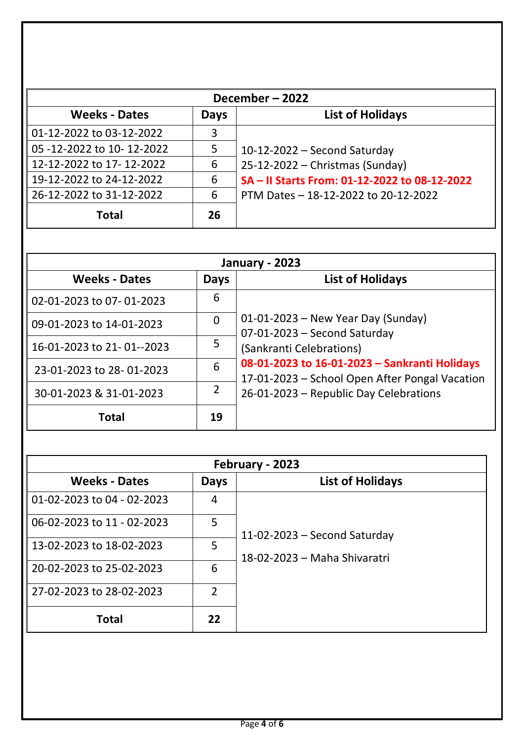| December – 2022 | | |
|---|---|---|
| **Weeks - Dates** | **Days** | **List of Holidays** |
| 01-12-2022 to 03-12-2022 | 3 | 10-12-2022 – Second Saturday<br>25-12-2022 – Christmas (Sunday)<br>**SA – II Starts From: 01-12-2022 to 08-12-2022**<br>PTM Dates – 18-12-2022 to 20-12-2022 |
| 05 -12-2022 to 10- 12-2022 | 5 | |
| 12-12-2022 to 17- 12-2022 | 6 | |
| 19-12-2022 to 24-12-2022 | 6 | |
| 26-12-2022 to 31-12-2022 | 6 | |
| **Total** | **26** | |

| January - 2023 | | |
|---|---|---|
| **Weeks - Dates** | **Days** | **List of Holidays** |
| 02-01-2023 to 07- 01-2023 | 6 | 01-01-2023 – New Year Day (Sunday)<br>07-01-2023 – Second Saturday (Sankranti Celebrations)<br>**08-01-2023 to 16-01-2023 – Sankranti Holidays**<br>17-01-2023 – School Open After Pongal Vacation<br>26-01-2023 – Republic Day Celebrations |
| 09-01-2023 to 14-01-2023 | 0 | |
| 16-01-2023 to 21- 01--2023 | 5 | |
| 23-01-2023 to 28- 01-2023 | 6 | |
| 30-01-2023 & 31-01-2023 | 2 | |
| **Total** | **19** | |

| February - 2023 | | |
|---|---|---|
| **Weeks - Dates** | **Days** | **List of Holidays** |
| 01-02-2023 to 04 - 02-2023 | 4 | 11-02-2023 – Second Saturday<br>18-02-2023 – Maha Shivaratri |
| 06-02-2023 to 11 - 02-2023 | 5 | |
| 13-02-2023 to 18-02-2023 | 5 | |
| 20-02-2023 to 25-02-2023 | 6 | |
| 27-02-2023 to 28-02-2023 | 2 | |
| **Total** | **22** | |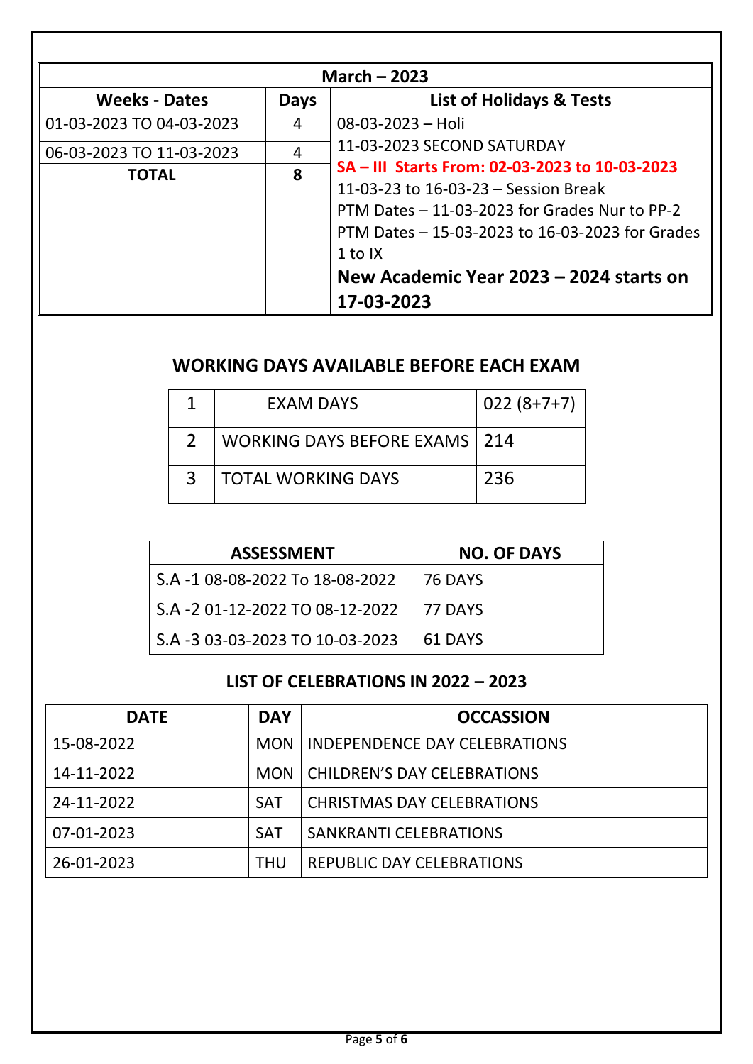| March – 2023 | | |
|---|---|---|
| **Weeks - Dates** | **Days** | **List of Holidays & Tests** |
| 01-03-2023 TO 04-03-2023 | 4 | 08-03-2023 – Holi |
| 06-03-2023 TO 11-03-2023 | 4 | 11-03-2023 SECOND SATURDAY<br>**SA – III Starts From: 02-03-2023 to 10-03-2023**<br>11-03-23 to 16-03-23 – Session Break<br>PTM Dates – 11-03-2023 for Grades Nur to PP-2<br>PTM Dates – 15-03-2023 to 16-03-2023 for Grades 1 to IX |
| **TOTAL** | **8** | **New Academic Year 2023 – 2024 starts on 17-03-2023** |

## WORKING DAYS AVAILABLE BEFORE EACH EXAM

| | | |
|---|---|---|
| 1 | EXAM DAYS | 022 (8+7+7) |
| 2 | WORKING DAYS BEFORE EXAMS | 214 |
| 3 | TOTAL WORKING DAYS | 236 |

| ASSESSMENT | NO. OF DAYS |
|---|---|
| S.A -1 08-08-2022 To 18-08-2022 | 76 DAYS |
| S.A -2 01-12-2022 TO 08-12-2022 | 77 DAYS |
| S.A -3 03-03-2023 TO 10-03-2023 | 61 DAYS |

## LIST OF CELEBRATIONS IN 2022 – 2023

| DATE | DAY | OCCASSION |
|---|---|---|
| 15-08-2022 | MON | INDEPENDENCE DAY CELEBRATIONS |
| 14-11-2022 | MON | CHILDREN'S DAY CELEBRATIONS |
| 24-11-2022 | SAT | CHRISTMAS DAY CELEBRATIONS |
| 07-01-2023 | SAT | SANKRANTI CELEBRATIONS |
| 26-01-2023 | THU | REPUBLIC DAY CELEBRATIONS |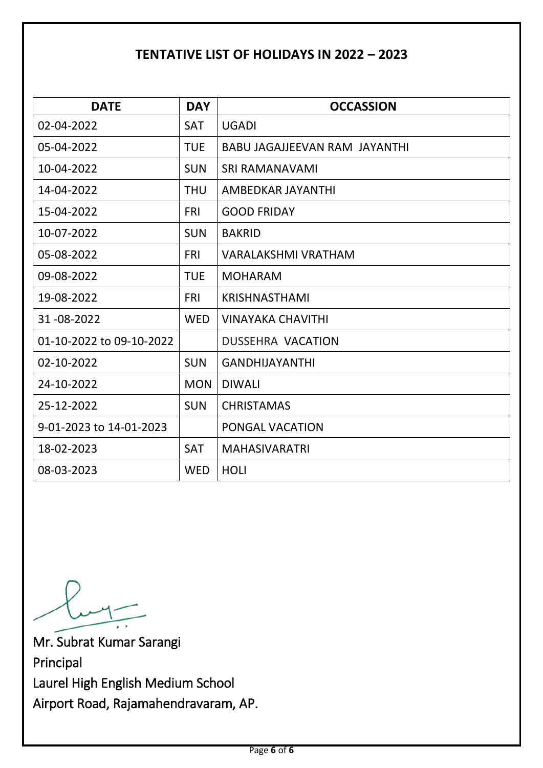## TENTATIVE LIST OF HOLIDAYS IN 2022 – 2023

| DATE | DAY | OCCASSION |
| --- | --- | --- |
| 02-04-2022 | SAT | UGADI |
| 05-04-2022 | TUE | BABU JAGAJJEEVAN RAM JAYANTHI |
| 10-04-2022 | SUN | SRI RAMANAVAMI |
| 14-04-2022 | THU | AMBEDKAR JAYANTHI |
| 15-04-2022 | FRI | GOOD FRIDAY |
| 10-07-2022 | SUN | BAKRID |
| 05-08-2022 | FRI | VARALAKSHMI VRATHAM |
| 09-08-2022 | TUE | MOHARAM |
| 19-08-2022 | FRI | KRISHNASTHAMI |
| 31 -08-2022 | WED | VINAYAKA CHAVITHI |
| 01-10-2022 to 09-10-2022 | | DUSSEHRA VACATION |
| 02-10-2022 | SUN | GANDHIJAYANTHI |
| 24-10-2022 | MON | DIWALI |
| 25-12-2022 | SUN | CHRISTAMAS |
| 9-01-2023 to 14-01-2023 | | PONGAL VACATION |
| 18-02-2023 | SAT | MAHASIVARATRI |
| 08-03-2023 | WED | HOLI |

Mr. Subrat Kumar Sarangi
Principal
Laurel High English Medium School
Airport Road, Rajamahendravaram, AP.